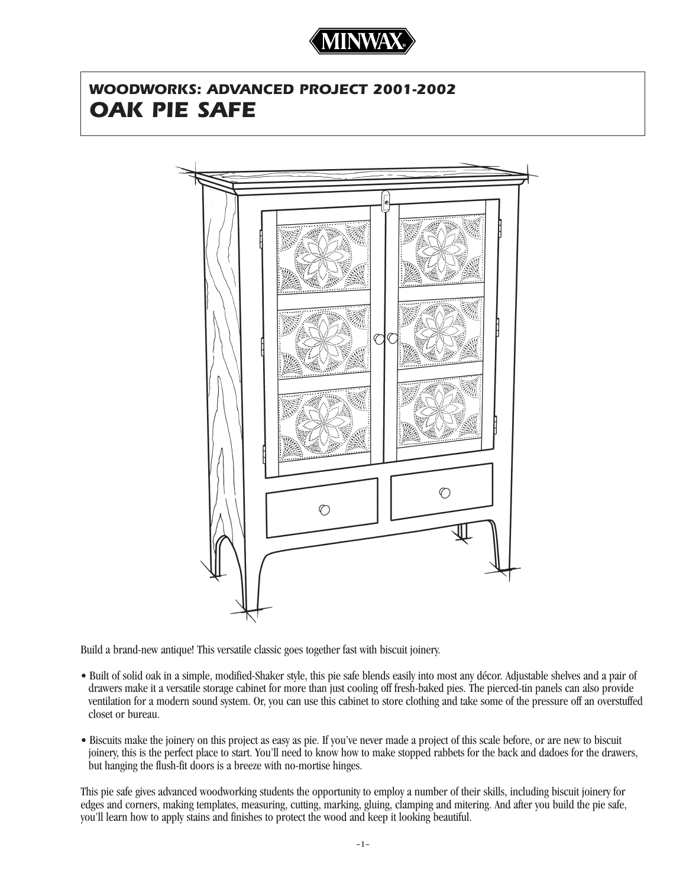MINWAX

# WOODWORKS: ADVANCED PROJECT 2001-2002

# OAK PIE SAFE

Build a brand-new antique! This versatile classic goes together fast with biscuit joinery.

- Built of solid oak in a simple, modified-Shaker style, this pie safe blends easily into most any décor. Adjustable shelves and a pair of drawers make it a versatile storage cabinet for more than just cooling off fresh-baked pies. The pierced-tin panels can also provide ventilation for a modern sound system. Or, you can use this cabinet to store clothing and take some of the pressure off an overstuffed closet or bureau.
- Biscuits make the joinery on this project as easy as pie. If you've never made a project of this scale before, or are new to biscuit joinery, this is the perfect place to start. You'll need to know how to make stopped rabbets for the back and dadoes for the drawers, but hanging the flush-fit doors is a breeze with no-mortise hinges.

This pie safe gives advanced woodworking students the opportunity to employ a number of their skills, including biscuit joinery for edges and corners, making templates, measuring, cutting, marking, gluing, clamping and mitering. And after you build the pie safe, you'll learn how to apply stains and finishes to protect the wood and keep it looking beautiful.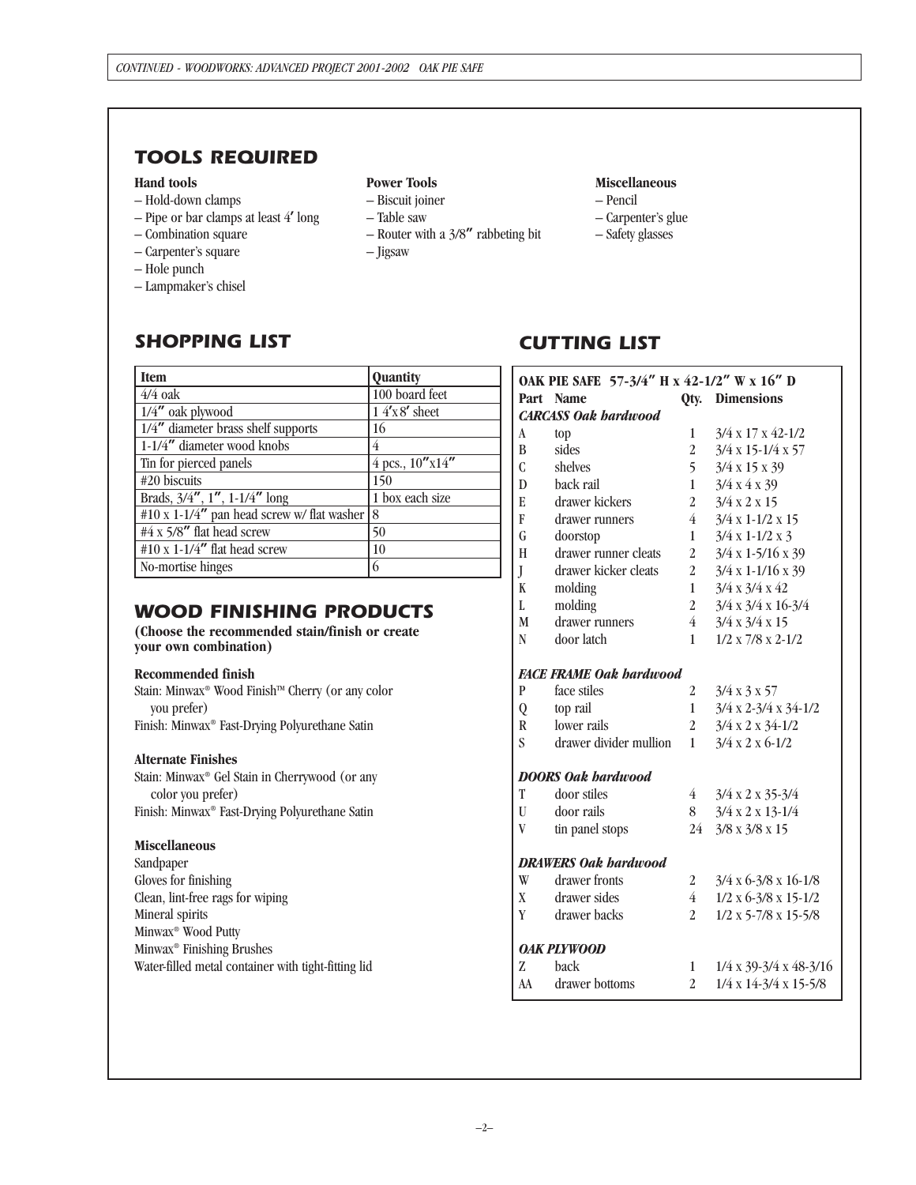## TOOLS REQUIRED

**Hand tools**

- – Hold-down clamps
- – Pipe or bar clamps at least 4′ long
- – Combination square
- – Carpenter's square
- – Hole punch
- – Lampmaker's chisel

**Power Tools**

- – Biscuit joiner
- – Table saw
- – Router with a 3/8″ rabbeting bit
- – Jigsaw

**Miscellaneous**

- – Pencil
- – Carpenter's glue
- – Safety glasses

## SHOPPING LIST

| Item | Quantity |
|---|---|
| 4/4 oak | 100 board feet |
| 1/4″ oak plywood | 1 4′x8′ sheet |
| 1/4″ diameter brass shelf supports | 16 |
| 1-1/4″ diameter wood knobs | 4 |
| Tin for pierced panels | 4 pcs., 10″x14″ |
| #20 biscuits | 150 |
| Brads, 3/4″, 1″, 1-1/4″ long | 1 box each size |
| #10 x 1-1/4″ pan head screw w/ flat washer | 8 |
| #4 x 5/8″ flat head screw | 50 |
| #10 x 1-1/4″ flat head screw | 10 |
| No-mortise hinges | 6 |

## WOOD FINISHING PRODUCTS

**(Choose the recommended stain/finish or create your own combination)**

**Recommended finish**

Stain: Minwax® Wood Finish™ Cherry (or any color you prefer)
Finish: Minwax® Fast-Drying Polyurethane Satin

**Alternate Finishes**

Stain: Minwax® Gel Stain in Cherrywood (or any color you prefer)
Finish: Minwax® Fast-Drying Polyurethane Satin

**Miscellaneous**

Sandpaper
Gloves for finishing
Clean, lint-free rags for wiping
Mineral spirits
Minwax® Wood Putty
Minwax® Finishing Brushes
Water-filled metal container with tight-fitting lid

## CUTTING LIST

**OAK PIE SAFE 57-3/4″ H x 42-1/2″ W x 16″ D**

| Part | Name | Qty. | Dimensions |
|---|---|---|---|
| ***CARCASS Oak hardwood*** | | | |
| A | top | 1 | 3/4 x 17 x 42-1/2 |
| B | sides | 2 | 3/4 x 15-1/4 x 57 |
| C | shelves | 5 | 3/4 x 15 x 39 |
| D | back rail | 1 | 3/4 x 4 x 39 |
| E | drawer kickers | 2 | 3/4 x 2 x 15 |
| F | drawer runners | 4 | 3/4 x 1-1/2 x 15 |
| G | doorstop | 1 | 3/4 x 1-1/2 x 3 |
| H | drawer runner cleats | 2 | 3/4 x 1-5/16 x 39 |
| J | drawer kicker cleats | 2 | 3/4 x 1-1/16 x 39 |
| K | molding | 1 | 3/4 x 3/4 x 42 |
| L | molding | 2 | 3/4 x 3/4 x 16-3/4 |
| M | drawer runners | 4 | 3/4 x 3/4 x 15 |
| N | door latch | 1 | 1/2 x 7/8 x 2-1/2 |
| ***FACE FRAME Oak hardwood*** | | | |
| P | face stiles | 2 | 3/4 x 3 x 57 |
| Q | top rail | 1 | 3/4 x 2-3/4 x 34-1/2 |
| R | lower rails | 2 | 3/4 x 2 x 34-1/2 |
| S | drawer divider mullion | 1 | 3/4 x 2 x 6-1/2 |
| ***DOORS Oak hardwood*** | | | |
| T | door stiles | 4 | 3/4 x 2 x 35-3/4 |
| U | door rails | 8 | 3/4 x 2 x 13-1/4 |
| V | tin panel stops | 24 | 3/8 x 3/8 x 15 |
| ***DRAWERS Oak hardwood*** | | | |
| W | drawer fronts | 2 | 3/4 x 6-3/8 x 16-1/8 |
| X | drawer sides | 4 | 1/2 x 6-3/8 x 15-1/2 |
| Y | drawer backs | 2 | 1/2 x 5-7/8 x 15-5/8 |
| ***OAK PLYWOOD*** | | | |
| Z | back | 1 | 1/4 x 39-3/4 x 48-3/16 |
| AA | drawer bottoms | 2 | 1/4 x 14-3/4 x 15-5/8 |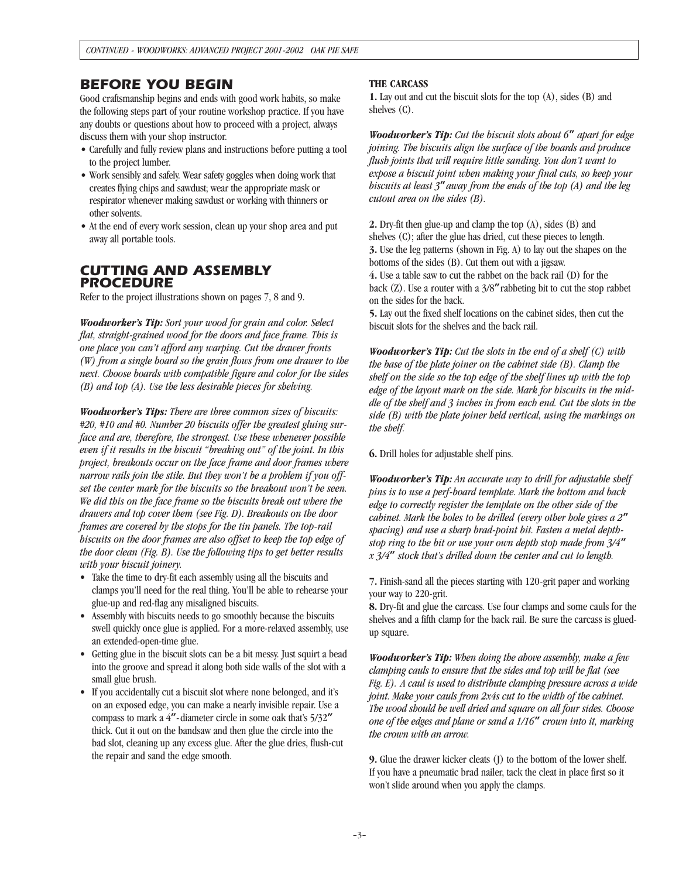## BEFORE YOU BEGIN

Good craftsmanship begins and ends with good work habits, so make the following steps part of your routine workshop practice. If you have any doubts or questions about how to proceed with a project, always discuss them with your shop instructor.

- Carefully and fully review plans and instructions before putting a tool to the project lumber.
- Work sensibly and safely. Wear safety goggles when doing work that creates flying chips and sawdust; wear the appropriate mask or respirator whenever making sawdust or working with thinners or other solvents.
- At the end of every work session, clean up your shop area and put away all portable tools.

## CUTTING AND ASSEMBLY PROCEDURE

Refer to the project illustrations shown on pages 7, 8 and 9.

***Woodworker's Tip:*** *Sort your wood for grain and color. Select flat, straight-grained wood for the doors and face frame. This is one place you can't afford any warping. Cut the drawer fronts (W) from a single board so the grain flows from one drawer to the next. Choose boards with compatible figure and color for the sides (B) and top (A). Use the less desirable pieces for shelving.*

***Woodworker's Tips:*** *There are three common sizes of biscuits: #20, #10 and #0. Number 20 biscuits offer the greatest gluing surface and are, therefore, the strongest. Use these whenever possible even if it results in the biscuit "breaking out" of the joint. In this project, breakouts occur on the face frame and door frames where narrow rails join the stile. But they won't be a problem if you offset the center mark for the biscuits so the breakout won't be seen. We did this on the face frame so the biscuits break out where the drawers and top cover them (see Fig. D). Breakouts on the door frames are covered by the stops for the tin panels. The top-rail biscuits on the door frames are also offset to keep the top edge of the door clean (Fig. B). Use the following tips to get better results with your biscuit joinery.*

- Take the time to dry-fit each assembly using all the biscuits and clamps you'll need for the real thing. You'll be able to rehearse your glue-up and red-flag any misaligned biscuits.
- Assembly with biscuits needs to go smoothly because the biscuits swell quickly once glue is applied. For a more-relaxed assembly, use an extended-open-time glue.
- Getting glue in the biscuit slots can be a bit messy. Just squirt a bead into the groove and spread it along both side walls of the slot with a small glue brush.
- If you accidentally cut a biscuit slot where none belonged, and it's on an exposed edge, you can make a nearly invisible repair. Use a compass to mark a 4″-diameter circle in some oak that's 5/32″ thick. Cut it out on the bandsaw and then glue the circle into the bad slot, cleaning up any excess glue. After the glue dries, flush-cut the repair and sand the edge smooth.

**THE CARCASS**

**1.** Lay out and cut the biscuit slots for the top (A), sides (B) and shelves (C).

***Woodworker's Tip:*** *Cut the biscuit slots about 6″ apart for edge joining. The biscuits align the surface of the boards and produce flush joints that will require little sanding. You don't want to expose a biscuit joint when making your final cuts, so keep your biscuits at least 3″ away from the ends of the top (A) and the leg cutout area on the sides (B).*

**2.** Dry-fit then glue-up and clamp the top (A), sides (B) and shelves (C); after the glue has dried, cut these pieces to length.
**3.** Use the leg patterns (shown in Fig. A) to lay out the shapes on the bottoms of the sides (B). Cut them out with a jigsaw.
**4.** Use a table saw to cut the rabbet on the back rail (D) for the back (Z). Use a router with a 3/8″ rabbeting bit to cut the stop rabbet on the sides for the back.
**5.** Lay out the fixed shelf locations on the cabinet sides, then cut the biscuit slots for the shelves and the back rail.

***Woodworker's Tip:*** *Cut the slots in the end of a shelf (C) with the base of the plate joiner on the cabinet side (B). Clamp the shelf on the side so the top edge of the shelf lines up with the top edge of the layout mark on the side. Mark for biscuits in the middle of the shelf and 3 inches in from each end. Cut the slots in the side (B) with the plate joiner held vertical, using the markings on the shelf.*

**6.** Drill holes for adjustable shelf pins.

***Woodworker's Tip:*** *An accurate way to drill for adjustable shelf pins is to use a perf-board template. Mark the bottom and back edge to correctly register the template on the other side of the cabinet. Mark the holes to be drilled (every other hole gives a 2″ spacing) and use a sharp brad-point bit. Fasten a metal depth-stop ring to the bit or use your own depth stop made from 3/4″ x 3/4″ stock that's drilled down the center and cut to length.*

**7.** Finish-sand all the pieces starting with 120-grit paper and working your way to 220-grit.
**8.** Dry-fit and glue the carcass. Use four clamps and some cauls for the shelves and a fifth clamp for the back rail. Be sure the carcass is glued-up square.

***Woodworker's Tip:*** *When doing the above assembly, make a few clamping cauls to ensure that the sides and top will be flat (see Fig. E). A caul is used to distribute clamping pressure across a wide joint. Make your cauls from 2x4s cut to the width of the cabinet. The wood should be well dried and square on all four sides. Choose one of the edges and plane or sand a 1/16″ crown into it, marking the crown with an arrow.*

**9.** Glue the drawer kicker cleats (J) to the bottom of the lower shelf. If you have a pneumatic brad nailer, tack the cleat in place first so it won't slide around when you apply the clamps.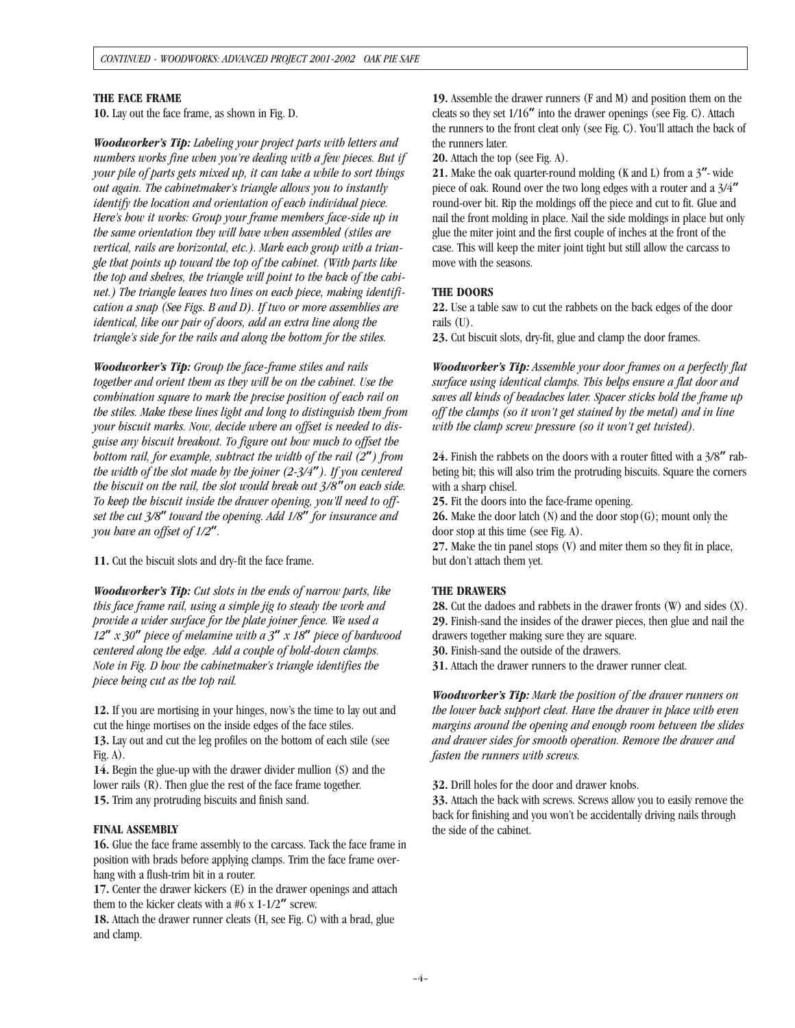### THE FACE FRAME

**10.** Lay out the face frame, as shown in Fig. D.

***Woodworker's Tip:*** *Labeling your project parts with letters and numbers works fine when you're dealing with a few pieces. But if your pile of parts gets mixed up, it can take a while to sort things out again. The cabinetmaker's triangle allows you to instantly identify the location and orientation of each individual piece. Here's how it works: Group your frame members face-side up in the same orientation they will have when assembled (stiles are vertical, rails are horizontal, etc.). Mark each group with a triangle that points up toward the top of the cabinet. (With parts like the top and shelves, the triangle will point to the back of the cabinet.) The triangle leaves two lines on each piece, making identification a snap (See Figs. B and D). If two or more assemblies are identical, like our pair of doors, add an extra line along the triangle's side for the rails and along the bottom for the stiles.*

***Woodworker's Tip:*** *Group the face-frame stiles and rails together and orient them as they will be on the cabinet. Use the combination square to mark the precise position of each rail on the stiles. Make these lines light and long to distinguish them from your biscuit marks. Now, decide where an offset is needed to disguise any biscuit breakout. To figure out how much to offset the bottom rail, for example, subtract the width of the rail (2") from the width of the slot made by the joiner (2-3/4"). If you centered the biscuit on the rail, the slot would break out 3/8" on each side. To keep the biscuit inside the drawer opening, you'll need to offset the cut 3/8" toward the opening. Add 1/8" for insurance and you have an offset of 1/2".*

**11.** Cut the biscuit slots and dry-fit the face frame.

***Woodworker's Tip:*** *Cut slots in the ends of narrow parts, like this face frame rail, using a simple jig to steady the work and provide a wider surface for the plate joiner fence. We used a 12" x 30" piece of melamine with a 3" x 18" piece of hardwood centered along the edge. Add a couple of hold-down clamps. Note in Fig. D how the cabinetmaker's triangle identifies the piece being cut as the top rail.*

**12.** If you are mortising in your hinges, now's the time to lay out and cut the hinge mortises on the inside edges of the face stiles.

**13.** Lay out and cut the leg profiles on the bottom of each stile (see Fig. A).

**14.** Begin the glue-up with the drawer divider mullion (S) and the lower rails (R). Then glue the rest of the face frame together.

**15.** Trim any protruding biscuits and finish sand.

### FINAL ASSEMBLY

**16.** Glue the face frame assembly to the carcass. Tack the face frame in position with brads before applying clamps. Trim the face frame overhang with a flush-trim bit in a router.

**17.** Center the drawer kickers (E) in the drawer openings and attach them to the kicker cleats with a #6 x 1-1/2" screw.

**18.** Attach the drawer runner cleats (H, see Fig. C) with a brad, glue and clamp.

**19.** Assemble the drawer runners (F and M) and position them on the cleats so they set 1/16" into the drawer openings (see Fig. C). Attach the runners to the front cleat only (see Fig. C). You'll attach the back of the runners later.

**20.** Attach the top (see Fig. A).

**21.** Make the oak quarter-round molding (K and L) from a 3"-wide piece of oak. Round over the two long edges with a router and a 3/4" round-over bit. Rip the moldings off the piece and cut to fit. Glue and nail the front molding in place. Nail the side moldings in place but only glue the miter joint and the first couple of inches at the front of the case. This will keep the miter joint tight but still allow the carcass to move with the seasons.

### THE DOORS

**22.** Use a table saw to cut the rabbets on the back edges of the door rails (U).

**23.** Cut biscuit slots, dry-fit, glue and clamp the door frames.

***Woodworker's Tip:*** *Assemble your door frames on a perfectly flat surface using identical clamps. This helps ensure a flat door and saves all kinds of headaches later. Spacer sticks hold the frame up off the clamps (so it won't get stained by the metal) and in line with the clamp screw pressure (so it won't get twisted).*

**24.** Finish the rabbets on the doors with a router fitted with a 3/8" rabbeting bit; this will also trim the protruding biscuits. Square the corners with a sharp chisel.

**25.** Fit the doors into the face-frame opening.

**26.** Make the door latch (N) and the door stop (G); mount only the door stop at this time (see Fig. A).

**27.** Make the tin panel stops (V) and miter them so they fit in place, but don't attach them yet.

### THE DRAWERS

**28.** Cut the dadoes and rabbets in the drawer fronts (W) and sides (X).

**29.** Finish-sand the insides of the drawer pieces, then glue and nail the drawers together making sure they are square.

**30.** Finish-sand the outside of the drawers.

**31.** Attach the drawer runners to the drawer runner cleat.

***Woodworker's Tip:*** *Mark the position of the drawer runners on the lower back support cleat. Have the drawer in place with even margins around the opening and enough room between the slides and drawer sides for smooth operation. Remove the drawer and fasten the runners with screws.*

**32.** Drill holes for the door and drawer knobs.

**33.** Attach the back with screws. Screws allow you to easily remove the back for finishing and you won't be accidentally driving nails through the side of the cabinet.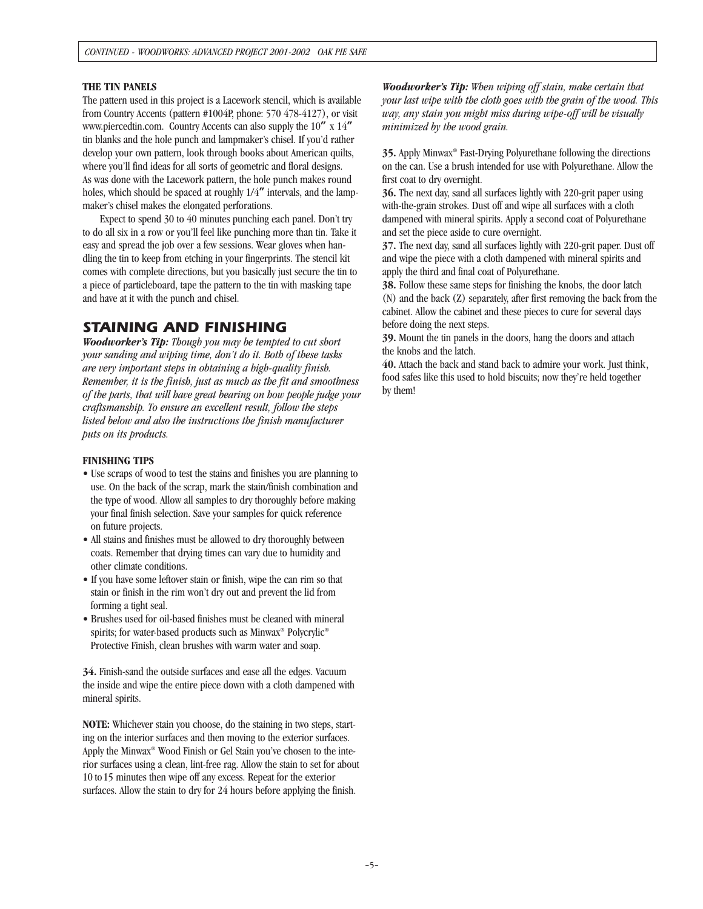**THE TIN PANELS**

The pattern used in this project is a Lacework stencil, which is available from Country Accents (pattern #1004P, phone: 570 478-4127), or visit www.piercedtin.com. Country Accents can also supply the 10″ x 14″ tin blanks and the hole punch and lampmaker's chisel. If you'd rather develop your own pattern, look through books about American quilts, where you'll find ideas for all sorts of geometric and floral designs. As was done with the Lacework pattern, the hole punch makes round holes, which should be spaced at roughly 1/4″ intervals, and the lampmaker's chisel makes the elongated perforations.

Expect to spend 30 to 40 minutes punching each panel. Don't try to do all six in a row or you'll feel like punching more than tin. Take it easy and spread the job over a few sessions. Wear gloves when handling the tin to keep from etching in your fingerprints. The stencil kit comes with complete directions, but you basically just secure the tin to a piece of particleboard, tape the pattern to the tin with masking tape and have at it with the punch and chisel.

## STAINING AND FINISHING

***Woodworker's Tip:*** *Though you may be tempted to cut short your sanding and wiping time, don't do it. Both of these tasks are very important steps in obtaining a high-quality finish. Remember, it is the finish, just as much as the fit and smoothness of the parts, that will have great bearing on how people judge your craftsmanship. To ensure an excellent result, follow the steps listed below and also the instructions the finish manufacturer puts on its products.*

**FINISHING TIPS**

- Use scraps of wood to test the stains and finishes you are planning to use. On the back of the scrap, mark the stain/finish combination and the type of wood. Allow all samples to dry thoroughly before making your final finish selection. Save your samples for quick reference on future projects.
- All stains and finishes must be allowed to dry thoroughly between coats. Remember that drying times can vary due to humidity and other climate conditions.
- If you have some leftover stain or finish, wipe the can rim so that stain or finish in the rim won't dry out and prevent the lid from forming a tight seal.
- Brushes used for oil-based finishes must be cleaned with mineral spirits; for water-based products such as Minwax® Polycrylic® Protective Finish, clean brushes with warm water and soap.

**34.** Finish-sand the outside surfaces and ease all the edges. Vacuum the inside and wipe the entire piece down with a cloth dampened with mineral spirits.

**NOTE:** Whichever stain you choose, do the staining in two steps, starting on the interior surfaces and then moving to the exterior surfaces. Apply the Minwax® Wood Finish or Gel Stain you've chosen to the interior surfaces using a clean, lint-free rag. Allow the stain to set for about 10 to 15 minutes then wipe off any excess. Repeat for the exterior surfaces. Allow the stain to dry for 24 hours before applying the finish.

***Woodworker's Tip:*** *When wiping off stain, make certain that your last wipe with the cloth goes with the grain of the wood. This way, any stain you might miss during wipe-off will be visually minimized by the wood grain.*

**35.** Apply Minwax® Fast-Drying Polyurethane following the directions on the can. Use a brush intended for use with Polyurethane. Allow the first coat to dry overnight.

**36.** The next day, sand all surfaces lightly with 220-grit paper using with-the-grain strokes. Dust off and wipe all surfaces with a cloth dampened with mineral spirits. Apply a second coat of Polyurethane and set the piece aside to cure overnight.

**37.** The next day, sand all surfaces lightly with 220-grit paper. Dust off and wipe the piece with a cloth dampened with mineral spirits and apply the third and final coat of Polyurethane.

**38.** Follow these same steps for finishing the knobs, the door latch (N) and the back (Z) separately, after first removing the back from the cabinet. Allow the cabinet and these pieces to cure for several days before doing the next steps.

**39.** Mount the tin panels in the doors, hang the doors and attach the knobs and the latch.

**40.** Attach the back and stand back to admire your work. Just think, food safes like this used to hold biscuits; now they're held together by them!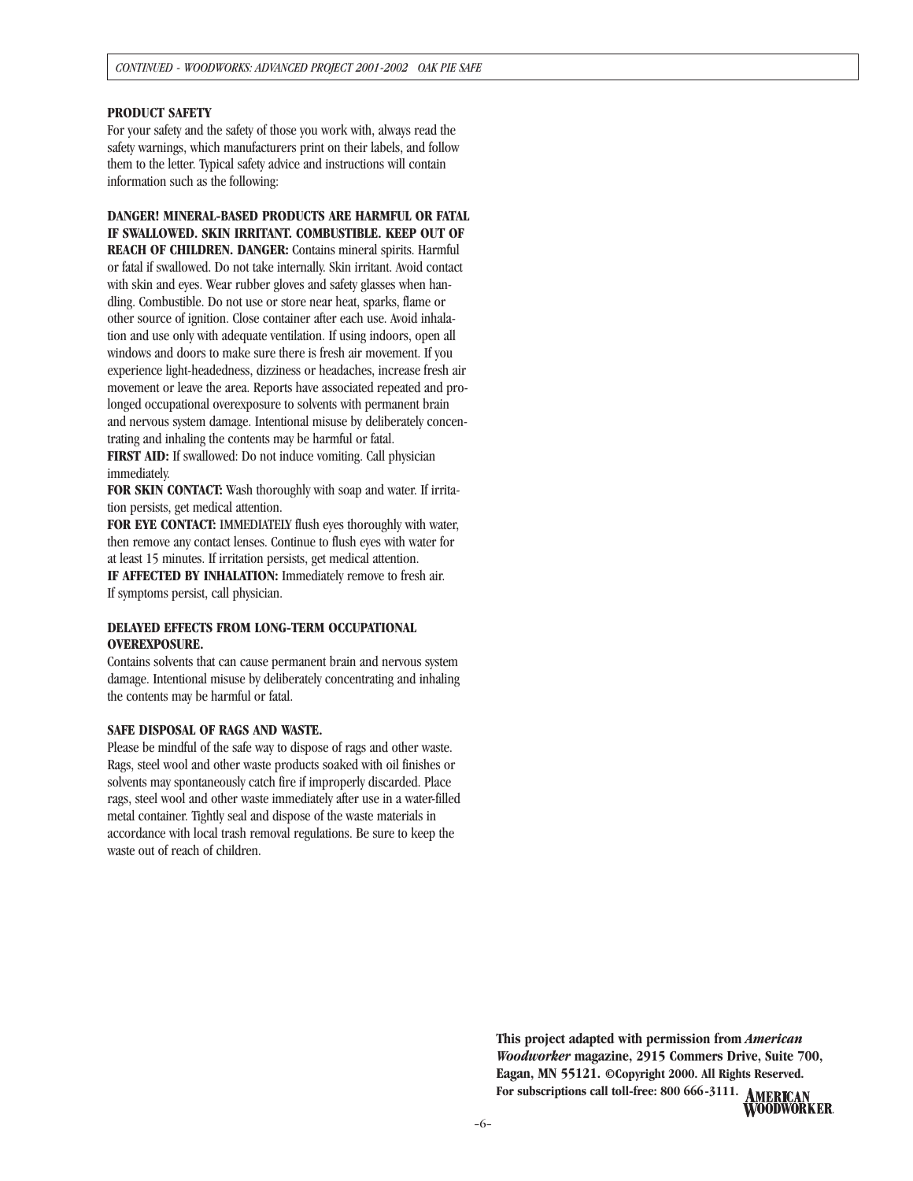**PRODUCT SAFETY**

For your safety and the safety of those you work with, always read the safety warnings, which manufacturers print on their labels, and follow them to the letter. Typical safety advice and instructions will contain information such as the following:

**DANGER! MINERAL-BASED PRODUCTS ARE HARMFUL OR FATAL IF SWALLOWED. SKIN IRRITANT. COMBUSTIBLE. KEEP OUT OF REACH OF CHILDREN. DANGER:** Contains mineral spirits. Harmful or fatal if swallowed. Do not take internally. Skin irritant. Avoid contact with skin and eyes. Wear rubber gloves and safety glasses when handling. Combustible. Do not use or store near heat, sparks, flame or other source of ignition. Close container after each use. Avoid inhalation and use only with adequate ventilation. If using indoors, open all windows and doors to make sure there is fresh air movement. If you experience light-headedness, dizziness or headaches, increase fresh air movement or leave the area. Reports have associated repeated and prolonged occupational overexposure to solvents with permanent brain and nervous system damage. Intentional misuse by deliberately concentrating and inhaling the contents may be harmful or fatal.

**FIRST AID:** If swallowed: Do not induce vomiting. Call physician immediately.

**FOR SKIN CONTACT:** Wash thoroughly with soap and water. If irritation persists, get medical attention.

**FOR EYE CONTACT:** IMMEDIATELY flush eyes thoroughly with water, then remove any contact lenses. Continue to flush eyes with water for at least 15 minutes. If irritation persists, get medical attention.

**IF AFFECTED BY INHALATION:** Immediately remove to fresh air. If symptoms persist, call physician.

**DELAYED EFFECTS FROM LONG-TERM OCCUPATIONAL OVEREXPOSURE.**

Contains solvents that can cause permanent brain and nervous system damage. Intentional misuse by deliberately concentrating and inhaling the contents may be harmful or fatal.

**SAFE DISPOSAL OF RAGS AND WASTE.**

Please be mindful of the safe way to dispose of rags and other waste. Rags, steel wool and other waste products soaked with oil finishes or solvents may spontaneously catch fire if improperly discarded. Place rags, steel wool and other waste immediately after use in a water-filled metal container. Tightly seal and dispose of the waste materials in accordance with local trash removal regulations. Be sure to keep the waste out of reach of children.

**This project adapted with permission from *American Woodworker* magazine, 2915 Commers Drive, Suite 700, Eagan, MN 55121. ©Copyright 2000. All Rights Reserved. For subscriptions call toll-free: 800 666-3111.**

AMERICAN WOODWORKER.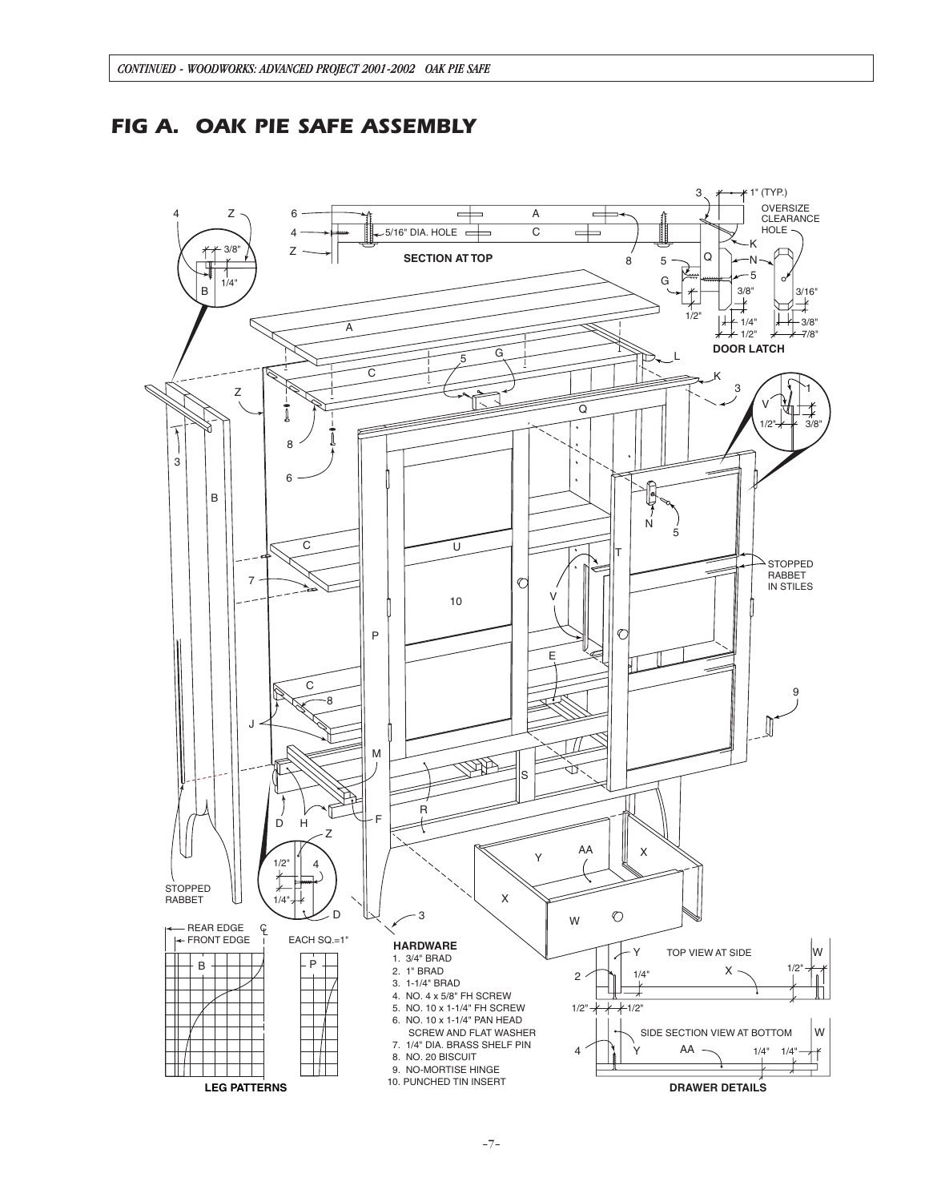# FIG A. OAK PIE SAFE ASSEMBLY

SECTION AT TOP

DOOR LATCH

STOPPED RABBET IN STILES

STOPPED RABBET

LEG PATTERNS

EACH SQ.=1"

REAR EDGE

FRONT EDGE

**HARDWARE**

1. 3/4" BRAD
2. 1" BRAD
3. 1-1/4" BRAD
4. NO. 4 x 5/8" FH SCREW
5. NO. 10 x 1-1/4" FH SCREW
6. NO. 10 x 1-1/4" PAN HEAD SCREW AND FLAT WASHER
7. 1/4" DIA. BRASS SHELF PIN
8. NO. 20 BISCUIT
9. NO-MORTISE HINGE
10. PUNCHED TIN INSERT

DRAWER DETAILS

TOP VIEW AT SIDE

SIDE SECTION VIEW AT BOTTOM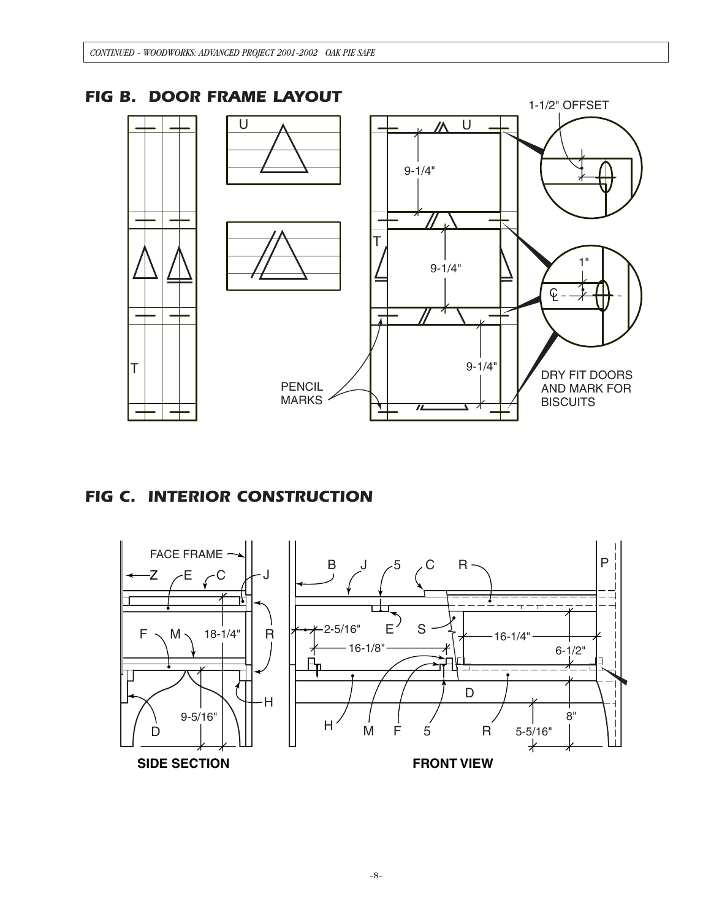## FIG B. DOOR FRAME LAYOUT

U

T

1-1/2" OFFSET

9-1/4"

9-1/4"

9-1/4"

1"

$\mathrm{C_L}$

PENCIL MARKS

DRY FIT DOORS AND MARK FOR BISCUITS

## FIG C. INTERIOR CONSTRUCTION

FACE FRAME

Z E C J

F M 18-1/4" R

H

9-5/16"

D

**SIDE SECTION**

B J 5 C R P

2-5/16" E S

16-1/8" 16-1/4"

6-1/2"

H M F 5 R D

8"

5-5/16"

**FRONT VIEW**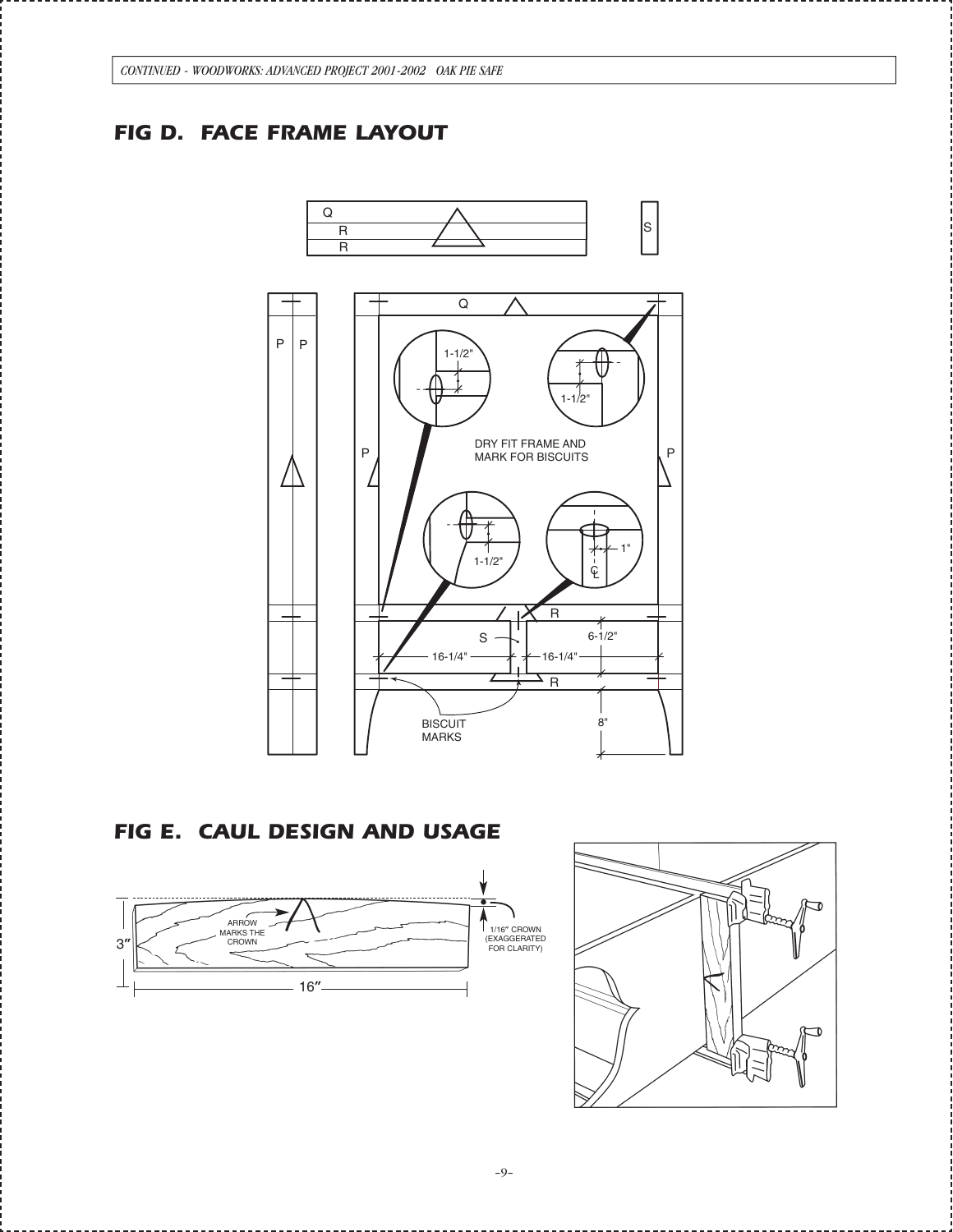## FIG D. FACE FRAME LAYOUT

Q

R

R

S

P P

Q

1-1/2"

1-1/2"

P

DRY FIT FRAME AND MARK FOR BISCUITS

P

1-1/2"

1"

CL

R

S

6-1/2"

16-1/4"

16-1/4"

R

BISCUIT MARKS

8"

## FIG E. CAUL DESIGN AND USAGE

ARROW MARKS THE CROWN

1/16″ CROWN (EXAGGERATED FOR CLARITY)

3″

16″